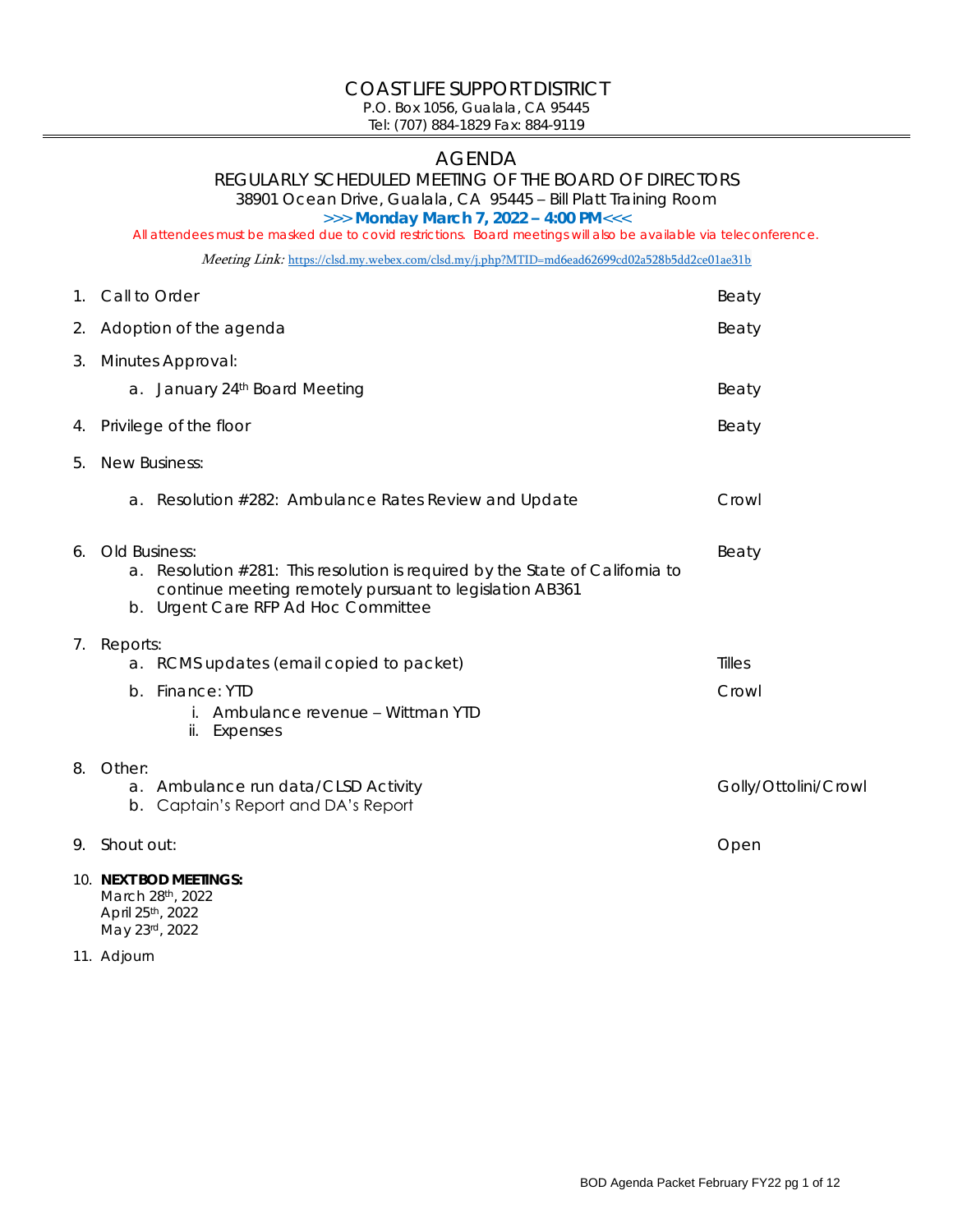# COAST LIFE SUPPORT DISTRICT

P.O. Box 1056, Gualala, CA 95445
Tel: (707) 884-1829 Fax: 884-9119

## AGENDA

### REGULARLY SCHEDULED MEETING OF THE BOARD OF DIRECTORS

38901 Ocean Drive, Gualala, CA 95445 – Bill Platt Training Room

**>>> Monday March 7, 2022 – 4:00 PM<<<**

All attendees must be masked due to covid restrictions. Board meetings will also be available via teleconference.

*Meeting Link:* https://clsd.my.webex.com/clsd.my/j.php?MTID=md6ead62699cd02a528b5dd2ce01ae31b

| | |
|---|---|
| 1. Call to Order | Beaty |
| 2. Adoption of the agenda | Beaty |
| 3. Minutes Approval: | |
| a. January 24th Board Meeting | Beaty |
| 4. Privilege of the floor | Beaty |
| 5. New Business: | |
| a. Resolution #282: Ambulance Rates Review and Update | Crowl |
| 6. Old Business: | Beaty |
| a. Resolution #281: This resolution is required by the State of California to continue meeting remotely pursuant to legislation AB361 | |
| b. Urgent Care RFP Ad Hoc Committee | |
| 7. Reports: | |
| a. RCMS updates (email copied to packet) | Tilles |
| b. Finance: YTD | Crowl |
| i. Ambulance revenue – Wittman YTD | |
| ii. Expenses | |
| 8. Other: | Golly/Ottolini/Crowl |
| a. Ambulance run data/CLSD Activity | |
| b. Captain's Report and DA's Report | |
| 9. Shout out: | Open |

10. **NEXT BOD MEETINGS:**
    March 28th, 2022
    April 25th, 2022
    May 23rd, 2022

11. Adjourn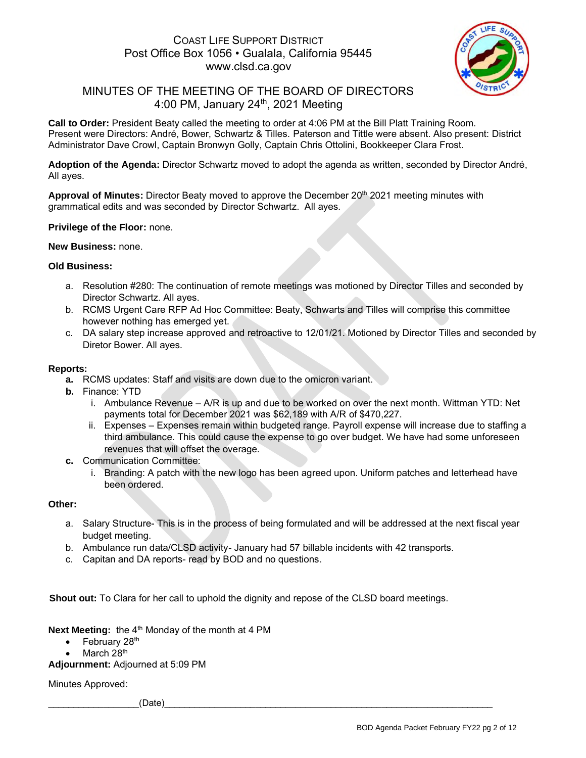COAST LIFE SUPPORT DISTRICT
Post Office Box 1056 • Gualala, California 95445
www.clsd.ca.gov

# MINUTES OF THE MEETING OF THE BOARD OF DIRECTORS
## 4:00 PM, January 24th, 2021 Meeting

**Call to Order:** President Beaty called the meeting to order at 4:06 PM at the Bill Platt Training Room. Present were Directors: André, Bower, Schwartz & Tilles. Paterson and Tittle were absent. Also present: District Administrator Dave Crowl, Captain Bronwyn Golly, Captain Chris Ottolini, Bookkeeper Clara Frost.

**Adoption of the Agenda:** Director Schwartz moved to adopt the agenda as written, seconded by Director André, All ayes.

**Approval of Minutes:** Director Beaty moved to approve the December 20th 2021 meeting minutes with grammatical edits and was seconded by Director Schwartz. All ayes.

**Privilege of the Floor:** none.

**New Business:** none.

**Old Business:**

a. Resolution #280: The continuation of remote meetings was motioned by Director Tilles and seconded by Director Schwartz. All ayes.
b. RCMS Urgent Care RFP Ad Hoc Committee: Beaty, Schwarts and Tilles will comprise this committee however nothing has emerged yet.
c. DA salary step increase approved and retroactive to 12/01/21. Motioned by Director Tilles and seconded by Diretor Bower. All ayes.

**Reports:**

**a.** RCMS updates: Staff and visits are down due to the omicron variant.

**b.** Finance: YTD

  i. Ambulance Revenue – A/R is up and due to be worked on over the next month. Wittman YTD: Net payments total for December 2021 was $62,189 with A/R of $470,227.

  ii. Expenses – Expenses remain within budgeted range. Payroll expense will increase due to staffing a third ambulance. This could cause the expense to go over budget. We have had some unforeseen revenues that will offset the overage.

**c.** Communication Committee:

  i. Branding: A patch with the new logo has been agreed upon. Uniform patches and letterhead have been ordered.

**Other:**

a. Salary Structure- This is in the process of being formulated and will be addressed at the next fiscal year budget meeting.
b. Ambulance run data/CLSD activity- January had 57 billable incidents with 42 transports.
c. Capitan and DA reports- read by BOD and no questions.

**Shout out:** To Clara for her call to uphold the dignity and repose of the CLSD board meetings.

**Next Meeting:** the 4th Monday of the month at 4 PM

- February 28th
- March 28th

**Adjournment:** Adjourned at 5:09 PM

Minutes Approved:

__________________(Date)___________________________________________________________________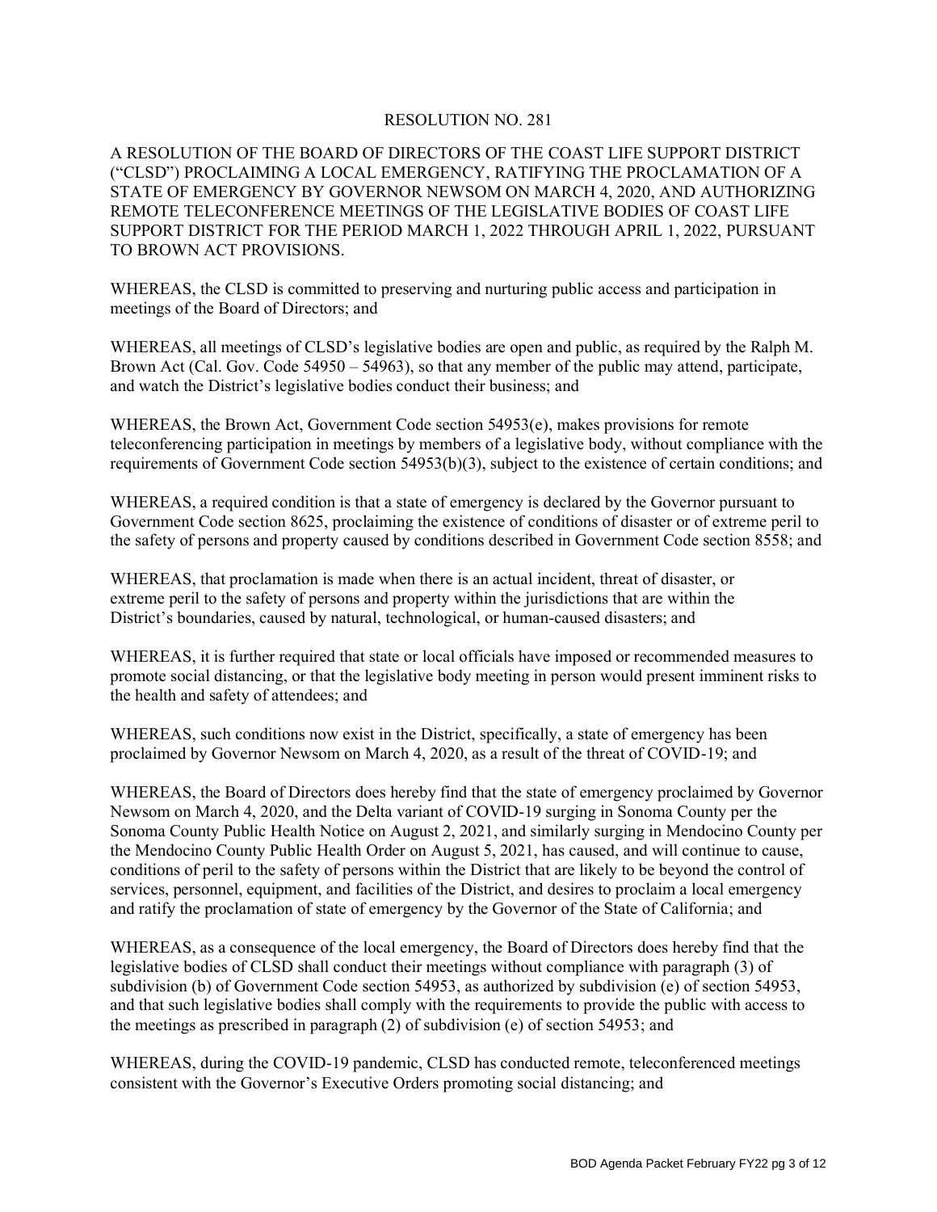# RESOLUTION NO. 281

A RESOLUTION OF THE BOARD OF DIRECTORS OF THE COAST LIFE SUPPORT DISTRICT ("CLSD") PROCLAIMING A LOCAL EMERGENCY, RATIFYING THE PROCLAMATION OF A STATE OF EMERGENCY BY GOVERNOR NEWSOM ON MARCH 4, 2020, AND AUTHORIZING REMOTE TELECONFERENCE MEETINGS OF THE LEGISLATIVE BODIES OF COAST LIFE SUPPORT DISTRICT FOR THE PERIOD MARCH 1, 2022 THROUGH APRIL 1, 2022, PURSUANT TO BROWN ACT PROVISIONS.

WHEREAS, the CLSD is committed to preserving and nurturing public access and participation in meetings of the Board of Directors; and

WHEREAS, all meetings of CLSD's legislative bodies are open and public, as required by the Ralph M. Brown Act (Cal. Gov. Code 54950 – 54963), so that any member of the public may attend, participate, and watch the District's legislative bodies conduct their business; and

WHEREAS, the Brown Act, Government Code section 54953(e), makes provisions for remote teleconferencing participation in meetings by members of a legislative body, without compliance with the requirements of Government Code section 54953(b)(3), subject to the existence of certain conditions; and

WHEREAS, a required condition is that a state of emergency is declared by the Governor pursuant to Government Code section 8625, proclaiming the existence of conditions of disaster or of extreme peril to the safety of persons and property caused by conditions described in Government Code section 8558; and

WHEREAS, that proclamation is made when there is an actual incident, threat of disaster, or extreme peril to the safety of persons and property within the jurisdictions that are within the District's boundaries, caused by natural, technological, or human-caused disasters; and

WHEREAS, it is further required that state or local officials have imposed or recommended measures to promote social distancing, or that the legislative body meeting in person would present imminent risks to the health and safety of attendees; and

WHEREAS, such conditions now exist in the District, specifically, a state of emergency has been proclaimed by Governor Newsom on March 4, 2020, as a result of the threat of COVID-19; and

WHEREAS, the Board of Directors does hereby find that the state of emergency proclaimed by Governor Newsom on March 4, 2020, and the Delta variant of COVID-19 surging in Sonoma County per the Sonoma County Public Health Notice on August 2, 2021, and similarly surging in Mendocino County per the Mendocino County Public Health Order on August 5, 2021, has caused, and will continue to cause, conditions of peril to the safety of persons within the District that are likely to be beyond the control of services, personnel, equipment, and facilities of the District, and desires to proclaim a local emergency and ratify the proclamation of state of emergency by the Governor of the State of California; and

WHEREAS, as a consequence of the local emergency, the Board of Directors does hereby find that the legislative bodies of CLSD shall conduct their meetings without compliance with paragraph (3) of subdivision (b) of Government Code section 54953, as authorized by subdivision (e) of section 54953, and that such legislative bodies shall comply with the requirements to provide the public with access to the meetings as prescribed in paragraph (2) of subdivision (e) of section 54953; and

WHEREAS, during the COVID-19 pandemic, CLSD has conducted remote, teleconferenced meetings consistent with the Governor's Executive Orders promoting social distancing; and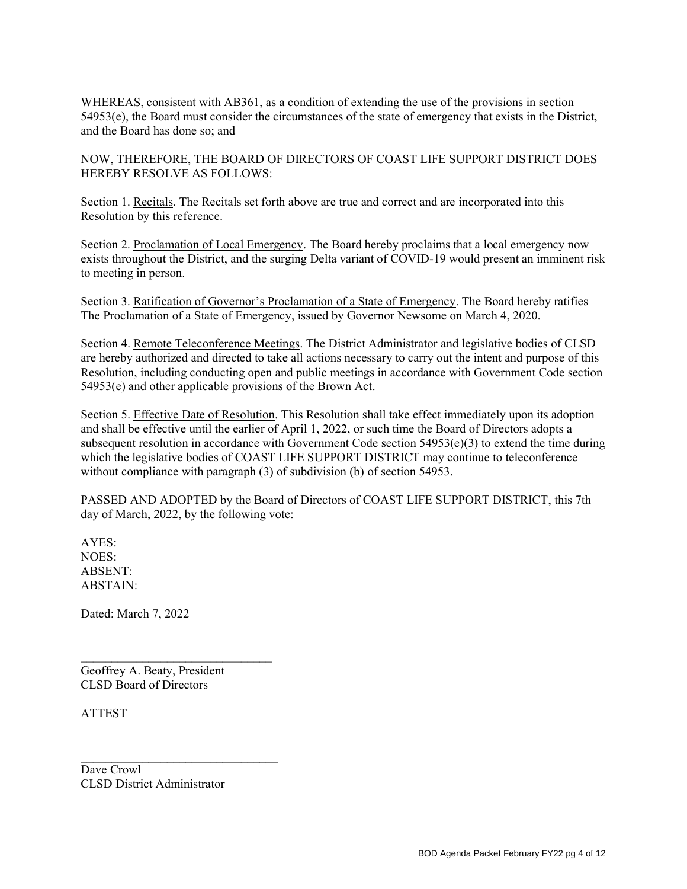WHEREAS, consistent with AB361, as a condition of extending the use of the provisions in section 54953(e), the Board must consider the circumstances of the state of emergency that exists in the District, and the Board has done so; and

NOW, THEREFORE, THE BOARD OF DIRECTORS OF COAST LIFE SUPPORT DISTRICT DOES HEREBY RESOLVE AS FOLLOWS:

Section 1. Recitals. The Recitals set forth above are true and correct and are incorporated into this Resolution by this reference.

Section 2. Proclamation of Local Emergency. The Board hereby proclaims that a local emergency now exists throughout the District, and the surging Delta variant of COVID-19 would present an imminent risk to meeting in person.

Section 3. Ratification of Governor's Proclamation of a State of Emergency. The Board hereby ratifies The Proclamation of a State of Emergency, issued by Governor Newsome on March 4, 2020.

Section 4. Remote Teleconference Meetings. The District Administrator and legislative bodies of CLSD are hereby authorized and directed to take all actions necessary to carry out the intent and purpose of this Resolution, including conducting open and public meetings in accordance with Government Code section 54953(e) and other applicable provisions of the Brown Act.

Section 5. Effective Date of Resolution. This Resolution shall take effect immediately upon its adoption and shall be effective until the earlier of April 1, 2022, or such time the Board of Directors adopts a subsequent resolution in accordance with Government Code section 54953(e)(3) to extend the time during which the legislative bodies of COAST LIFE SUPPORT DISTRICT may continue to teleconference without compliance with paragraph (3) of subdivision (b) of section 54953.

PASSED AND ADOPTED by the Board of Directors of COAST LIFE SUPPORT DISTRICT, this 7th day of March, 2022, by the following vote:

AYES:  
NOES:  
ABSENT:  
ABSTAIN:

Dated: March 7, 2022

_______________________________  
Geoffrey A. Beaty, President  
CLSD Board of Directors

ATTEST

_______________________________  
Dave Crowl  
CLSD District Administrator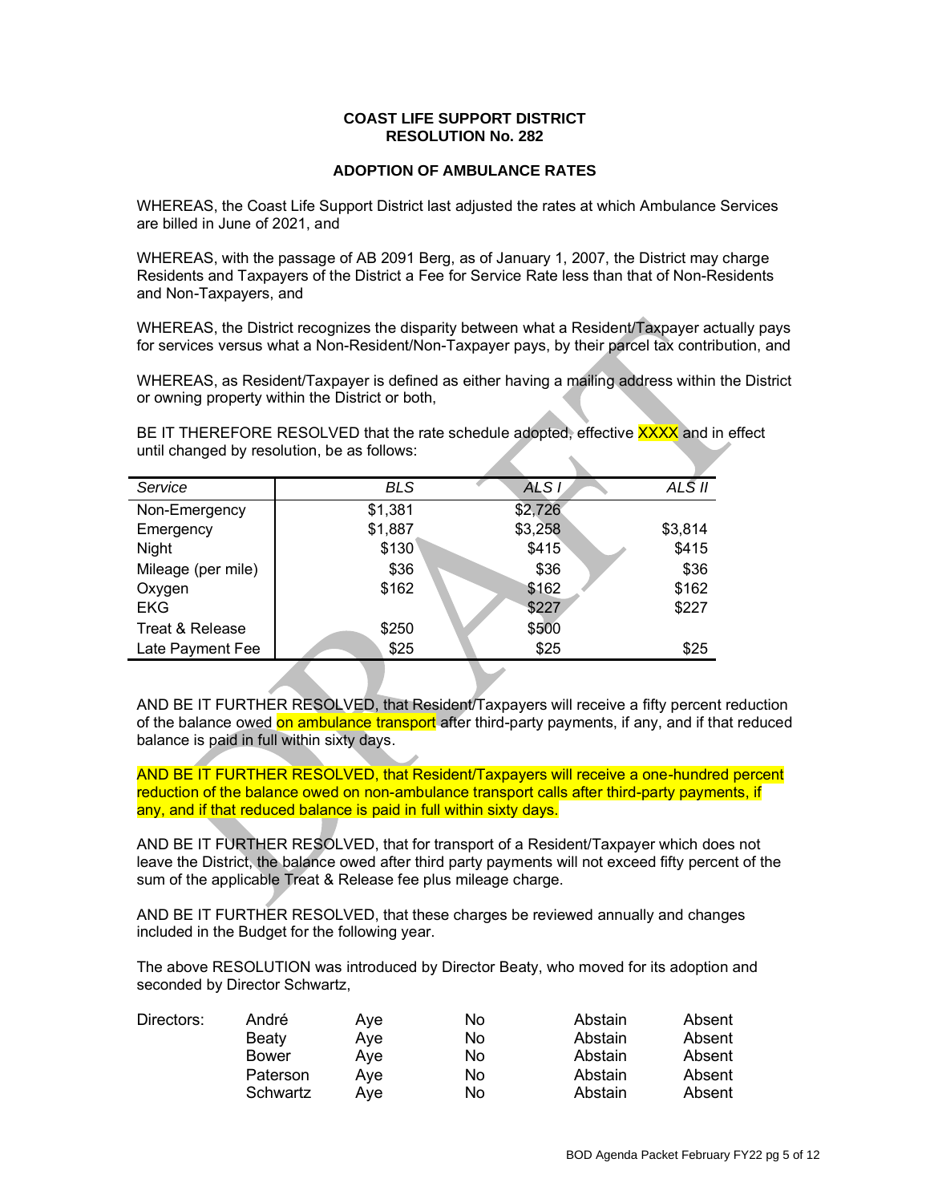**COAST LIFE SUPPORT DISTRICT**
**RESOLUTION No. 282**

**ADOPTION OF AMBULANCE RATES**

WHEREAS, the Coast Life Support District last adjusted the rates at which Ambulance Services are billed in June of 2021, and

WHEREAS, with the passage of AB 2091 Berg, as of January 1, 2007, the District may charge Residents and Taxpayers of the District a Fee for Service Rate less than that of Non-Residents and Non-Taxpayers, and

WHEREAS, the District recognizes the disparity between what a Resident/Taxpayer actually pays for services versus what a Non-Resident/Non-Taxpayer pays, by their parcel tax contribution, and

WHEREAS, as Resident/Taxpayer is defined as either having a mailing address within the District or owning property within the District or both,

BE IT THEREFORE RESOLVED that the rate schedule adopted, effective XXXX and in effect until changed by resolution, be as follows:

| *Service* | *BLS* | *ALS I* | *ALS II* |
|---|---|---|---|
| Non-Emergency | $1,381 | $2,726 | |
| Emergency | $1,887 | $3,258 | $3,814 |
| Night | $130 | $415 | $415 |
| Mileage (per mile) | $36 | $36 | $36 |
| Oxygen | $162 | $162 | $162 |
| EKG | | $227 | $227 |
| Treat & Release | $250 | $500 | |
| Late Payment Fee | $25 | $25 | $25 |

AND BE IT FURTHER RESOLVED, that Resident/Taxpayers will receive a fifty percent reduction of the balance owed on ambulance transport after third-party payments, if any, and if that reduced balance is paid in full within sixty days.

AND BE IT FURTHER RESOLVED, that Resident/Taxpayers will receive a one-hundred percent reduction of the balance owed on non-ambulance transport calls after third-party payments, if any, and if that reduced balance is paid in full within sixty days.

AND BE IT FURTHER RESOLVED, that for transport of a Resident/Taxpayer which does not leave the District, the balance owed after third party payments will not exceed fifty percent of the sum of the applicable Treat & Release fee plus mileage charge.

AND BE IT FURTHER RESOLVED, that these charges be reviewed annually and changes included in the Budget for the following year.

The above RESOLUTION was introduced by Director Beaty, who moved for its adoption and seconded by Director Schwartz,

| Directors: | | | | | |
|---|---|---|---|---|---|
| | André | Aye | No | Abstain | Absent |
| | Beaty | Aye | No | Abstain | Absent |
| | Bower | Aye | No | Abstain | Absent |
| | Paterson | Aye | No | Abstain | Absent |
| | Schwartz | Aye | No | Abstain | Absent |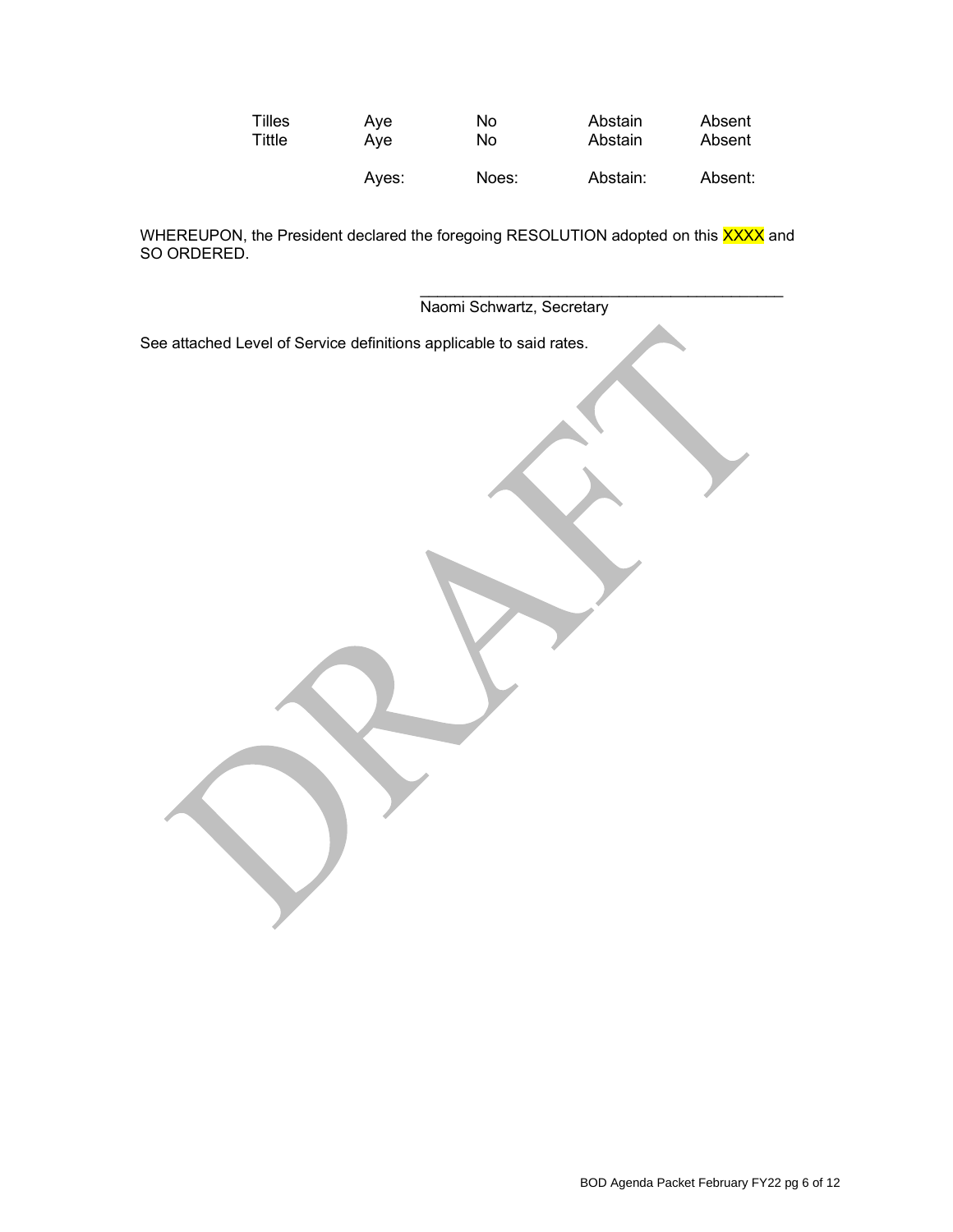| | | | | |
|---|---|---|---|---|
| Tilles | Aye | No | Abstain | Absent |
| Tittle | Aye | No | Abstain | Absent |
| | Ayes: | Noes: | Abstain: | Absent: |

WHEREUPON, the President declared the foregoing RESOLUTION adopted on this XXXX and SO ORDERED.

\_\_\_\_\_\_\_\_\_\_\_\_\_\_\_\_\_\_\_\_\_\_\_\_\_\_\_\_\_\_\_\_\_\_\_\_\_\_\_\_\_\_
Naomi Schwartz, Secretary

See attached Level of Service definitions applicable to said rates.

DRAFT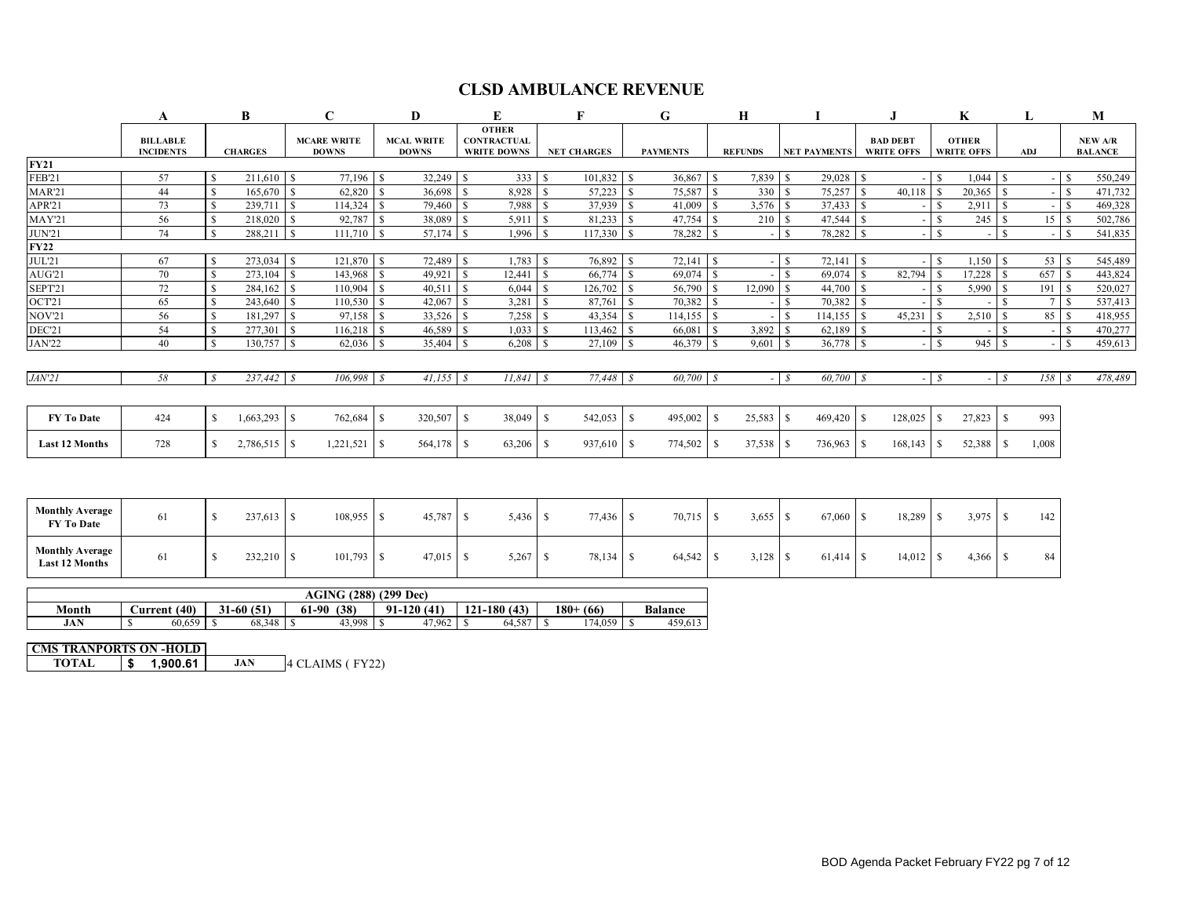# CLSD AMBULANCE REVENUE

| | A | B | C | D | E | F | G | H | I | J | K | L | M |
|---|---|---|---|---|---|---|---|---|---|---|---|---|---|
| | BILLABLE INCIDENTS | CHARGES | MCARE WRITE DOWNS | MCAL WRITE DOWNS | OTHER CONTRACTUAL WRITE DOWNS | NET CHARGES | PAYMENTS | REFUNDS | NET PAYMENTS | BAD DEBT WRITE OFFS | OTHER WRITE OFFS | ADJ | NEW A/R BALANCE |
| **FY21** | | | | | | | | | | | | | |
| FEB'21 | 57 | $ 211,610 | $ 77,196 | $ 32,249 | $ 333 | $ 101,832 | $ 36,867 | $ 7,839 | $ 29,028 | $ - | $ 1,044 | $ - | $ 550,249 |
| MAR'21 | 44 | $ 165,670 | $ 62,820 | $ 36,698 | $ 8,928 | $ 57,223 | $ 75,587 | $ 330 | $ 75,257 | $ 40,118 | $ 20,365 | $ - | $ 471,732 |
| APR'21 | 73 | $ 239,711 | $ 114,324 | $ 79,460 | $ 7,988 | $ 37,939 | $ 41,009 | $ 3,576 | $ 37,433 | $ - | $ 2,911 | $ - | $ 469,328 |
| MAY'21 | 56 | $ 218,020 | $ 92,787 | $ 38,089 | $ 5,911 | $ 81,233 | $ 47,754 | $ 210 | $ 47,544 | $ - | $ 245 | $ 15 | $ 502,786 |
| JUN'21 | 74 | $ 288,211 | $ 111,710 | $ 57,174 | $ 1,996 | $ 117,330 | $ 78,282 | $ - | $ 78,282 | $ - | $ - | $ - | $ 541,835 |
| **FY22** | | | | | | | | | | | | | |
| JUL'21 | 67 | $ 273,034 | $ 121,870 | $ 72,489 | $ 1,783 | $ 76,892 | $ 72,141 | $ - | $ 72,141 | $ - | $ 1,150 | $ 53 | $ 545,489 |
| AUG'21 | 70 | $ 273,104 | $ 143,968 | $ 49,921 | $ 12,441 | $ 66,774 | $ 69,074 | $ - | $ 69,074 | $ 82,794 | $ 17,228 | $ 657 | $ 443,824 |
| SEPT'21 | 72 | $ 284,162 | $ 110,904 | $ 40,511 | $ 6,044 | $ 126,702 | $ 56,790 | $ 12,090 | $ 44,700 | $ - | $ 5,990 | $ 191 | $ 520,027 |
| OCT'21 | 65 | $ 243,640 | $ 110,530 | $ 42,067 | $ 3,281 | $ 87,761 | $ 70,382 | $ - | $ 70,382 | $ - | $ - | $ 7 | $ 537,413 |
| NOV'21 | 56 | $ 181,297 | $ 97,158 | $ 33,526 | $ 7,258 | $ 43,354 | $ 114,155 | $ - | $ 114,155 | $ 45,231 | $ 2,510 | $ 85 | $ 418,955 |
| DEC'21 | 54 | $ 277,301 | $ 116,218 | $ 46,589 | $ 1,033 | $ 113,462 | $ 66,081 | $ 3,892 | $ 62,189 | $ - | $ - | $ - | $ 470,277 |
| JAN'22 | 40 | $ 130,757 | $ 62,036 | $ 35,404 | $ 6,208 | $ 27,109 | $ 46,379 | $ 9,601 | $ 36,778 | $ - | $ 945 | $ - | $ 459,613 |
| *JAN'21* | *58* | *$ 237,442* | *$ 106,998* | *$ 41,155* | *$ 11,841* | *$ 77,448* | *$ 60,700* | *$ -* | *$ 60,700* | *$ -* | *$ -* | *$ 158* | *$ 478,489* |
| **FY To Date** | 424 | $ 1,663,293 | $ 762,684 | $ 320,507 | $ 38,049 | $ 542,053 | $ 495,002 | $ 25,583 | $ 469,420 | $ 128,025 | $ 27,823 | $ 993 | |
| **Last 12 Months** | 728 | $ 2,786,515 | $ 1,221,521 | $ 564,178 | $ 63,206 | $ 937,610 | $ 774,502 | $ 37,538 | $ 736,963 | $ 168,143 | $ 52,388 | $ 1,008 | |
| **Monthly Average FY To Date** | 61 | $ 237,613 | $ 108,955 | $ 45,787 | $ 5,436 | $ 77,436 | $ 70,715 | $ 3,655 | $ 67,060 | $ 18,289 | $ 3,975 | $ 142 | |
| **Monthly Average Last 12 Months** | 61 | $ 232,210 | $ 101,793 | $ 47,015 | $ 5,267 | $ 78,134 | $ 64,542 | $ 3,128 | $ 61,414 | $ 14,012 | $ 4,366 | $ 84 | |

| AGING (288) (299 Dec) | | | | | | | |
|---|---|---|---|---|---|---|---|
| **Month** | **Current (40)** | **31-60 (51)** | **61-90 (38)** | **91-120 (41)** | **121-180 (43)** | **180+ (66)** | **Balance** |
| **JAN** | $ 60,659 | $ 68,348 | $ 43,998 | $ 47,962 | $ 64,587 | $ 174,059 | $ 459,613 |

| CMS TRANPORTS ON -HOLD | | | |
|---|---|---|---|
| **TOTAL** | **$ 1,900.61** | **JAN** | 4 CLAIMS ( FY22) |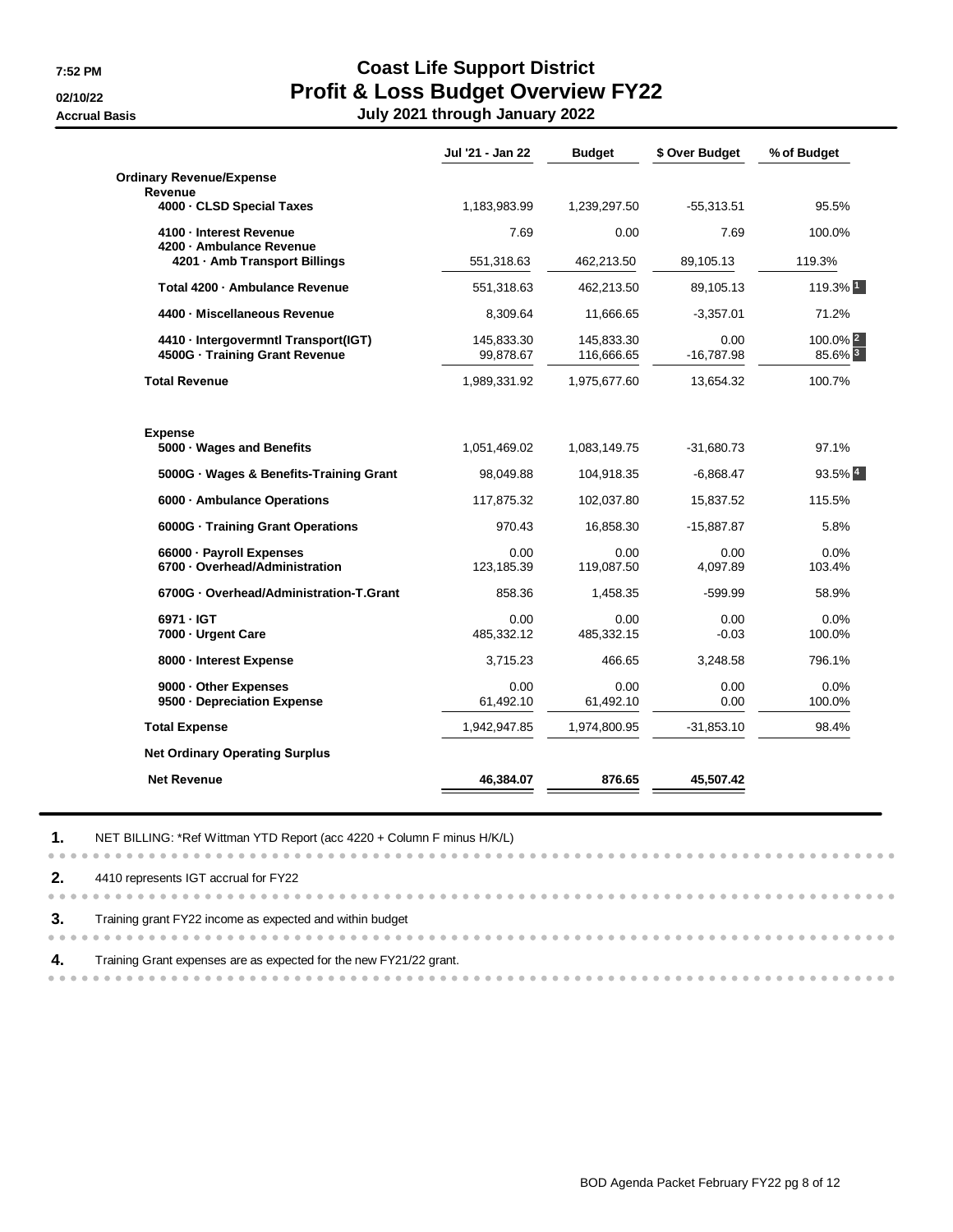7:52 PM
02/10/22
Accrual Basis

# Coast Life Support District
## Profit & Loss Budget Overview FY22
### July 2021 through January 2022

| | Jul '21 - Jan 22 | Budget | $ Over Budget | % of Budget |
|---|---|---|---|---|
| **Ordinary Revenue/Expense** | | | | |
| **Revenue** | | | | |
| **4000 · CLSD Special Taxes** | 1,183,983.99 | 1,239,297.50 | -55,313.51 | 95.5% |
| **4100 · Interest Revenue** | 7.69 | 0.00 | 7.69 | 100.0% |
| **4200 · Ambulance Revenue** | | | | |
| **4201 · Amb Transport Billings** | 551,318.63 | 462,213.50 | 89,105.13 | 119.3% |
| **Total 4200 · Ambulance Revenue** | 551,318.63 | 462,213.50 | 89,105.13 | 119.3% [1] |
| **4400 · Miscellaneous Revenue** | 8,309.64 | 11,666.65 | -3,357.01 | 71.2% |
| **4410 · Intergovermntl Transport(IGT)** | 145,833.30 | 145,833.30 | 0.00 | 100.0% [2] |
| **4500G · Training Grant Revenue** | 99,878.67 | 116,666.65 | -16,787.98 | 85.6% [3] |
| **Total Revenue** | 1,989,331.92 | 1,975,677.60 | 13,654.32 | 100.7% |
| **Expense** | | | | |
| **5000 · Wages and Benefits** | 1,051,469.02 | 1,083,149.75 | -31,680.73 | 97.1% |
| **5000G · Wages & Benefits-Training Grant** | 98,049.88 | 104,918.35 | -6,868.47 | 93.5% [4] |
| **6000 · Ambulance Operations** | 117,875.32 | 102,037.80 | 15,837.52 | 115.5% |
| **6000G · Training Grant Operations** | 970.43 | 16,858.30 | -15,887.87 | 5.8% |
| **66000 · Payroll Expenses** | 0.00 | 0.00 | 0.00 | 0.0% |
| **6700 · Overhead/Administration** | 123,185.39 | 119,087.50 | 4,097.89 | 103.4% |
| **6700G · Overhead/Administration-T.Grant** | 858.36 | 1,458.35 | -599.99 | 58.9% |
| **6971 · IGT** | 0.00 | 0.00 | 0.00 | 0.0% |
| **7000 · Urgent Care** | 485,332.12 | 485,332.15 | -0.03 | 100.0% |
| **8000 · Interest Expense** | 3,715.23 | 466.65 | 3,248.58 | 796.1% |
| **9000 · Other Expenses** | 0.00 | 0.00 | 0.00 | 0.0% |
| **9500 · Depreciation Expense** | 61,492.10 | 61,492.10 | 0.00 | 100.0% |
| **Total Expense** | 1,942,947.85 | 1,974,800.95 | -31,853.10 | 98.4% |
| **Net Ordinary Operating Surplus** | | | | |
| **Net Revenue** | **46,384.07** | **876.65** | **45,507.42** | |

1. NET BILLING: *Ref Wittman YTD Report (acc 4220 + Column F minus H/K/L)

2. 4410 represents IGT accrual for FY22

3. Training grant FY22 income as expected and within budget

4. Training Grant expenses are as expected for the new FY21/22 grant.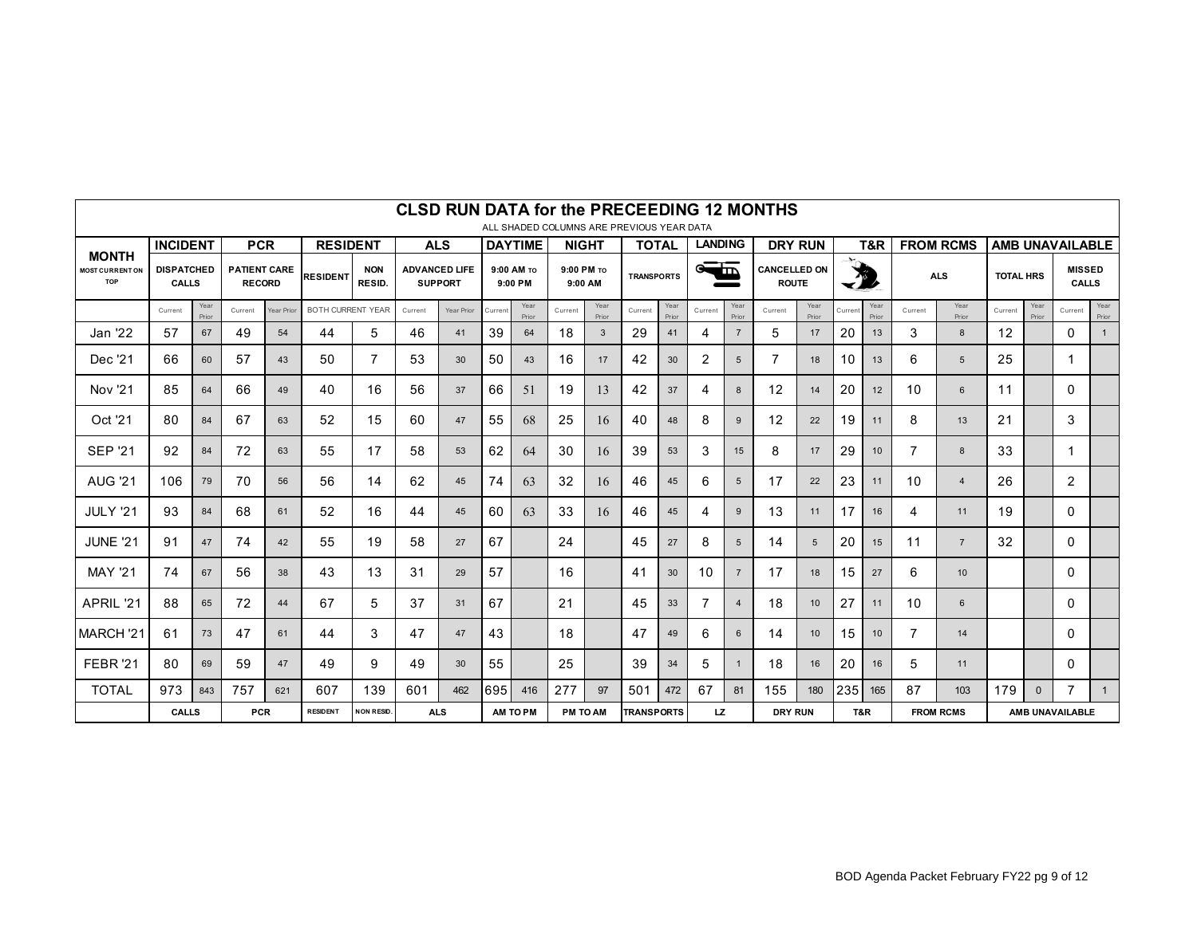# CLSD RUN DATA for the PRECEEDING 12 MONTHS

ALL SHADED COLUMNS ARE PREVIOUS YEAR DATA

| MONTH | INCIDENT | | PCR | | RESIDENT | | ALS | | DAYTIME | | NIGHT | | TOTAL | | LANDING | | DRY RUN | | T&R | | FROM RCMS | | AMB UNAVAILABLE | | | |
|---|---|---|---|---|---|---|---|---|---|---|---|---|---|---|---|---|---|---|---|---|---|---|---|---|---|---|
| MOST CURRENT ON TOP | DISPATCHED CALLS | | PATIENT CARE RECORD | | RESIDENT | NON RESID. | ADVANCED LIFE SUPPORT | | 9:00 AM TO 9:00 PM | | 9:00 PM TO 9:00 AM | | TRANSPORTS | | | | CANCELLED ON ROUTE | | | | ALS | | TOTAL HRS | | MISSED CALLS | |
| | Current | Year Prior | Current | Year Prior | BOTH CURRENT YEAR | | Current | Year Prior | Current | Year Prior | Current | Year Prior | Current | Year Prior | Current | Year Prior | Current | Year Prior | Current | Year Prior | Current | Year Prior | Current | Year Prior | Current | Year Prior |
| Jan '22 | 57 | 67 | 49 | 54 | 44 | 5 | 46 | 41 | 39 | 64 | 18 | 3 | 29 | 41 | 4 | 7 | 5 | 17 | 20 | 13 | 3 | 8 | 12 | | 0 | 1 |
| Dec '21 | 66 | 60 | 57 | 43 | 50 | 7 | 53 | 30 | 50 | 43 | 16 | 17 | 42 | 30 | 2 | 5 | 7 | 18 | 10 | 13 | 6 | 5 | 25 | | 1 | |
| Nov '21 | 85 | 64 | 66 | 49 | 40 | 16 | 56 | 37 | 66 | 51 | 19 | 13 | 42 | 37 | 4 | 8 | 12 | 14 | 20 | 12 | 10 | 6 | 11 | | 0 | |
| Oct '21 | 80 | 84 | 67 | 63 | 52 | 15 | 60 | 47 | 55 | 68 | 25 | 16 | 40 | 48 | 8 | 9 | 12 | 22 | 19 | 11 | 8 | 13 | 21 | | 3 | |
| SEP '21 | 92 | 84 | 72 | 63 | 55 | 17 | 58 | 53 | 62 | 64 | 30 | 16 | 39 | 53 | 3 | 15 | 8 | 17 | 29 | 10 | 7 | 8 | 33 | | 1 | |
| AUG '21 | 106 | 79 | 70 | 56 | 56 | 14 | 62 | 45 | 74 | 63 | 32 | 16 | 46 | 45 | 6 | 5 | 17 | 22 | 23 | 11 | 10 | 4 | 26 | | 2 | |
| JULY '21 | 93 | 84 | 68 | 61 | 52 | 16 | 44 | 45 | 60 | 63 | 33 | 16 | 46 | 45 | 4 | 9 | 13 | 11 | 17 | 16 | 4 | 11 | 19 | | 0 | |
| JUNE '21 | 91 | 47 | 74 | 42 | 55 | 19 | 58 | 27 | 67 | | 24 | | 45 | 27 | 8 | 5 | 14 | 5 | 20 | 15 | 11 | 7 | 32 | | 0 | |
| MAY '21 | 74 | 67 | 56 | 38 | 43 | 13 | 31 | 29 | 57 | | 16 | | 41 | 30 | 10 | 7 | 17 | 18 | 15 | 27 | 6 | 10 | | | 0 | |
| APRIL '21 | 88 | 65 | 72 | 44 | 67 | 5 | 37 | 31 | 67 | | 21 | | 45 | 33 | 7 | 4 | 18 | 10 | 27 | 11 | 10 | 6 | | | 0 | |
| MARCH '21 | 61 | 73 | 47 | 61 | 44 | 3 | 47 | 47 | 43 | | 18 | | 47 | 49 | 6 | 6 | 14 | 10 | 15 | 10 | 7 | 14 | | | 0 | |
| FEBR '21 | 80 | 69 | 59 | 47 | 49 | 9 | 49 | 30 | 55 | | 25 | | 39 | 34 | 5 | 1 | 18 | 16 | 20 | 16 | 5 | 11 | | | 0 | |
| TOTAL | 973 | 843 | 757 | 621 | 607 | 139 | 601 | 462 | 695 | 416 | 277 | 97 | 501 | 472 | 67 | 81 | 155 | 180 | 235 | 165 | 87 | 103 | 179 | 0 | 7 | 1 |
| | CALLS | | PCR | | RESIDENT | NON RESID. | ALS | | AM TO PM | | PM TO AM | | TRANSPORTS | | LZ | | DRY RUN | | T&R | | FROM RCMS | | AMB UNAVAILABLE | | | |

BOD Agenda Packet February FY22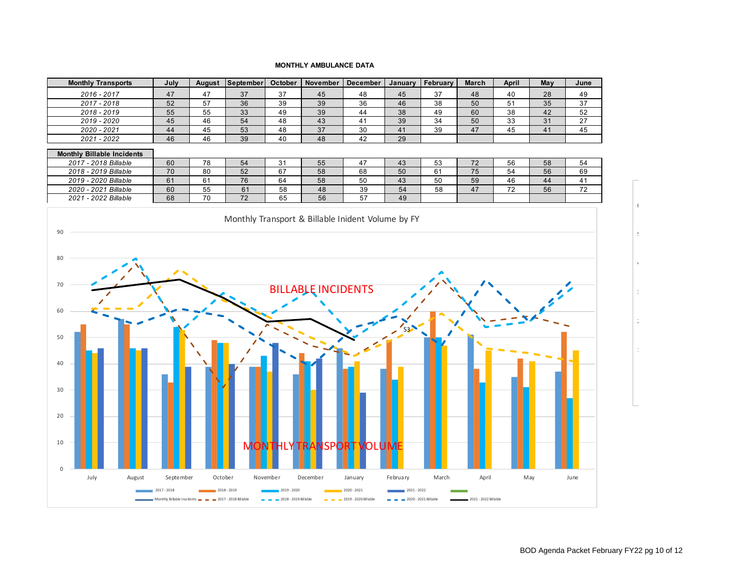## MONTHLY AMBULANCE DATA

| Monthly Transports | July | August | September | October | November | December | January | February | March | April | May | June |
|---|---|---|---|---|---|---|---|---|---|---|---|---|
| *2016 - 2017* | 47 | 47 | 37 | 37 | 45 | 48 | 45 | 37 | 48 | 40 | 28 | 49 |
| *2017 - 2018* | 52 | 57 | 36 | 39 | 39 | 36 | 46 | 38 | 50 | 51 | 35 | 37 |
| *2018 - 2019* | 55 | 55 | 33 | 49 | 39 | 44 | 38 | 49 | 60 | 38 | 42 | 52 |
| *2019 - 2020* | 45 | 46 | 54 | 48 | 43 | 41 | 39 | 34 | 50 | 33 | 31 | 27 |
| *2020 - 2021* | 44 | 45 | 53 | 48 | 37 | 30 | 41 | 39 | 47 | 45 | 41 | 45 |
| *2021 - 2022* | 46 | 46 | 39 | 40 | 48 | 42 | 29 | | | | | |

| Monthly Billable Incidents | July | August | September | October | November | December | January | February | March | April | May | June |
|---|---|---|---|---|---|---|---|---|---|---|---|---|
| *2017 - 2018 Billable* | 60 | 78 | 54 | 31 | 55 | 47 | 43 | 53 | 72 | 56 | 58 | 54 |
| *2018 - 2019 Billable* | 70 | 80 | 52 | 67 | 58 | 68 | 50 | 61 | 75 | 54 | 56 | 69 |
| *2019 - 2020 Billable* | 61 | 61 | 76 | 64 | 58 | 50 | 43 | 50 | 59 | 46 | 44 | 41 |
| *2020 - 2021 Billable* | 60 | 55 | 61 | 58 | 48 | 39 | 54 | 58 | 47 | 72 | 56 | 72 |
| *2021 - 2022 Billable* | 68 | 70 | 72 | 65 | 56 | 57 | 49 | | | | | |

Monthly Transport & Billable Inident Volume by FY

BILLABLE INCIDENTS

MONTHLY TRANSPORT VOLUME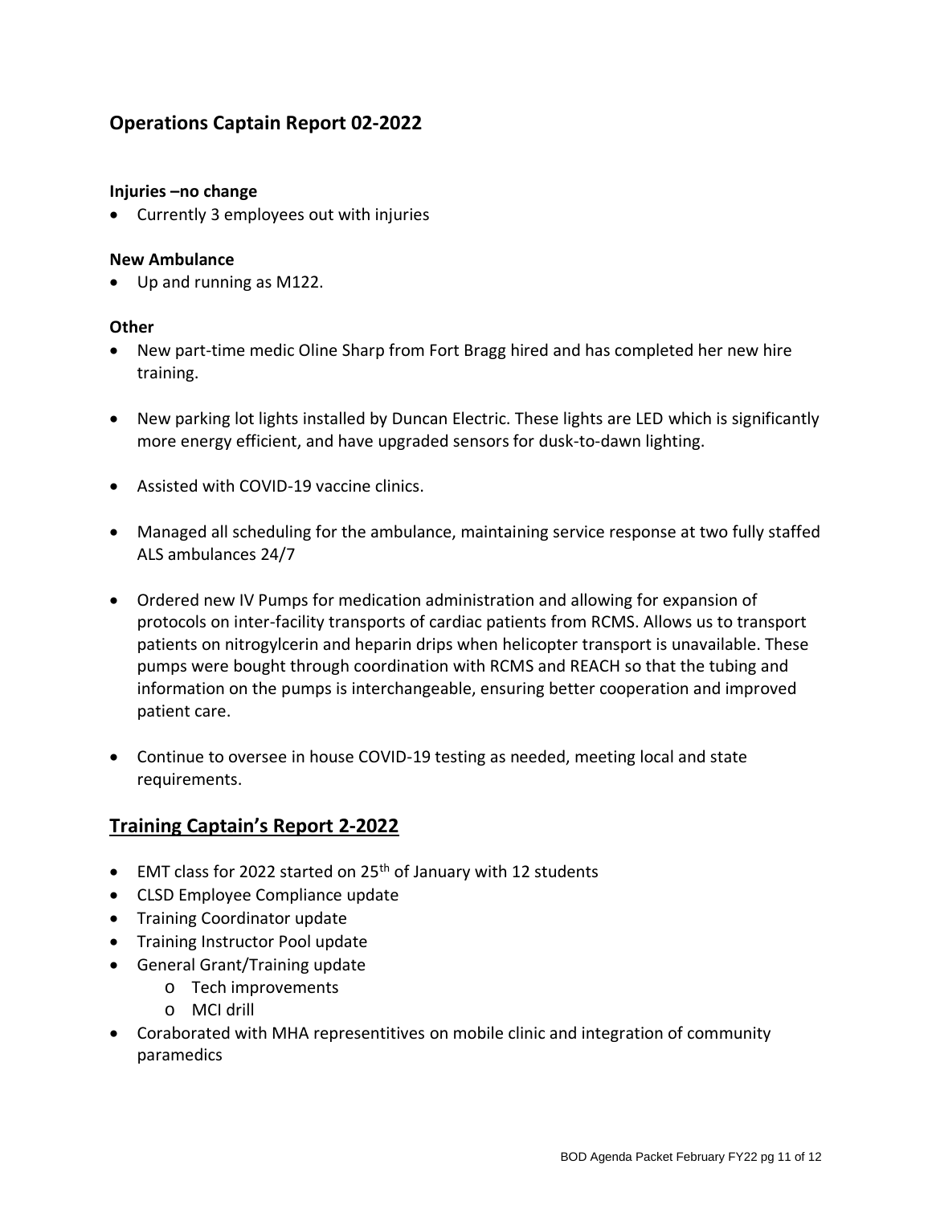## Operations Captain Report 02-2022

**Injuries –no change**

- Currently 3 employees out with injuries

**New Ambulance**

- Up and running as M122.

**Other**

- New part-time medic Oline Sharp from Fort Bragg hired and has completed her new hire training.
- New parking lot lights installed by Duncan Electric. These lights are LED which is significantly more energy efficient, and have upgraded sensors for dusk-to-dawn lighting.
- Assisted with COVID-19 vaccine clinics.
- Managed all scheduling for the ambulance, maintaining service response at two fully staffed ALS ambulances 24/7
- Ordered new IV Pumps for medication administration and allowing for expansion of protocols on inter-facility transports of cardiac patients from RCMS. Allows us to transport patients on nitrogylcerin and heparin drips when helicopter transport is unavailable. These pumps were bought through coordination with RCMS and REACH so that the tubing and information on the pumps is interchangeable, ensuring better cooperation and improved patient care.
- Continue to oversee in house COVID-19 testing as needed, meeting local and state requirements.

## Training Captain's Report 2-2022

- EMT class for 2022 started on 25th of January with 12 students
- CLSD Employee Compliance update
- Training Coordinator update
- Training Instructor Pool update
- General Grant/Training update
  - Tech improvements
  - MCI drill
- Coraborated with MHA representitives on mobile clinic and integration of community paramedics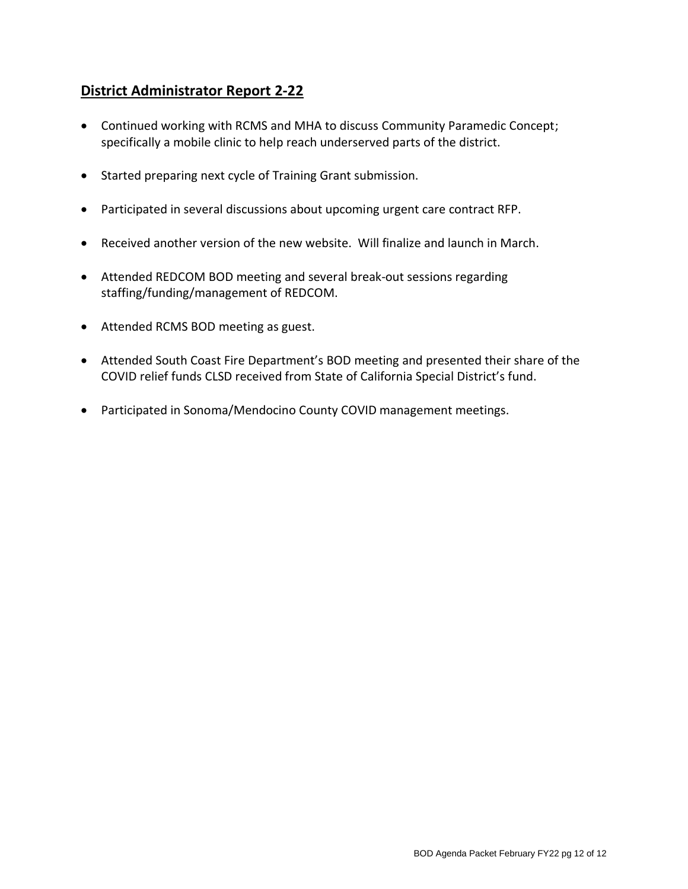## District Administrator Report 2-22

- Continued working with RCMS and MHA to discuss Community Paramedic Concept; specifically a mobile clinic to help reach underserved parts of the district.
- Started preparing next cycle of Training Grant submission.
- Participated in several discussions about upcoming urgent care contract RFP.
- Received another version of the new website. Will finalize and launch in March.
- Attended REDCOM BOD meeting and several break-out sessions regarding staffing/funding/management of REDCOM.
- Attended RCMS BOD meeting as guest.
- Attended South Coast Fire Department's BOD meeting and presented their share of the COVID relief funds CLSD received from State of California Special District's fund.
- Participated in Sonoma/Mendocino County COVID management meetings.